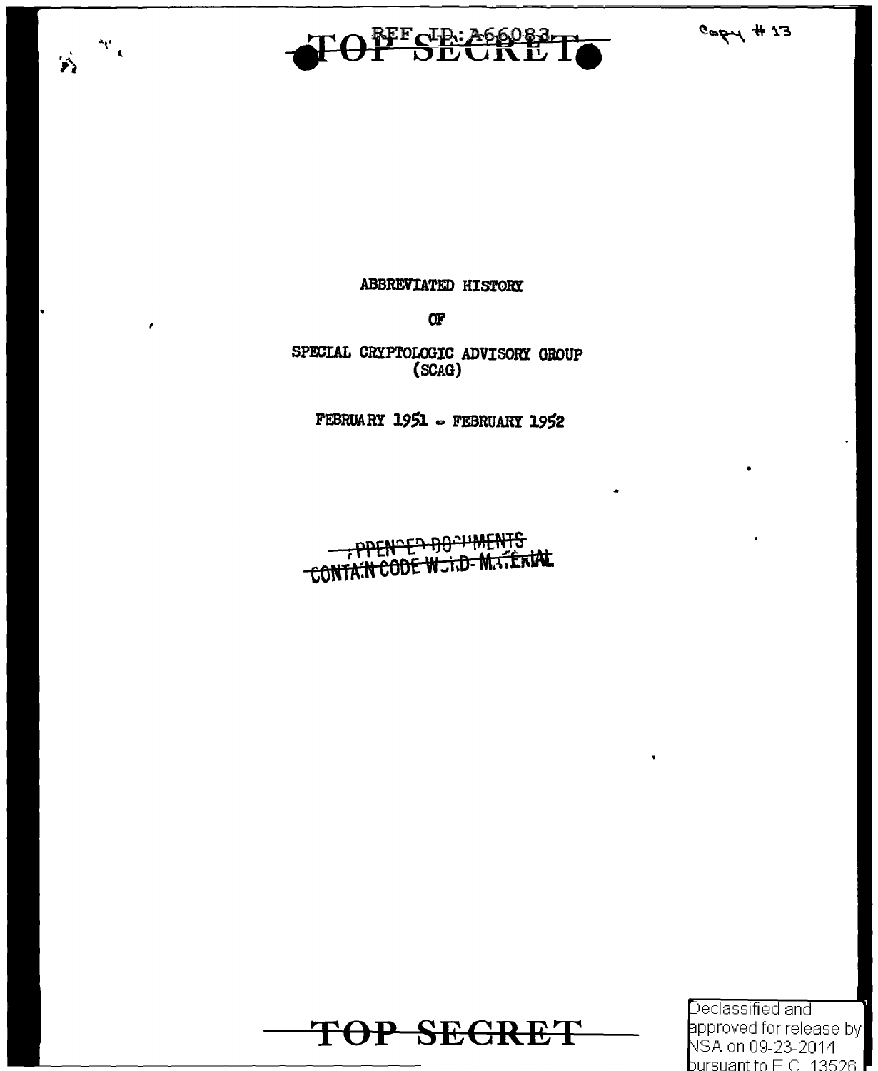Copy # 13

# ABBREVIATED HISTORY

# OF

# SPECIAL CRYPTOLOGIC ADVISORY GROUP (SCAG)

FEBRUARY 1951 - FEBRUARY 1952

~~APPENDED DOCUMENTS CONTAIN CODE WORD MATERIAL~~

Declassified and approved for release by NSA on 09-23-2014 pursuant to E.O. 13526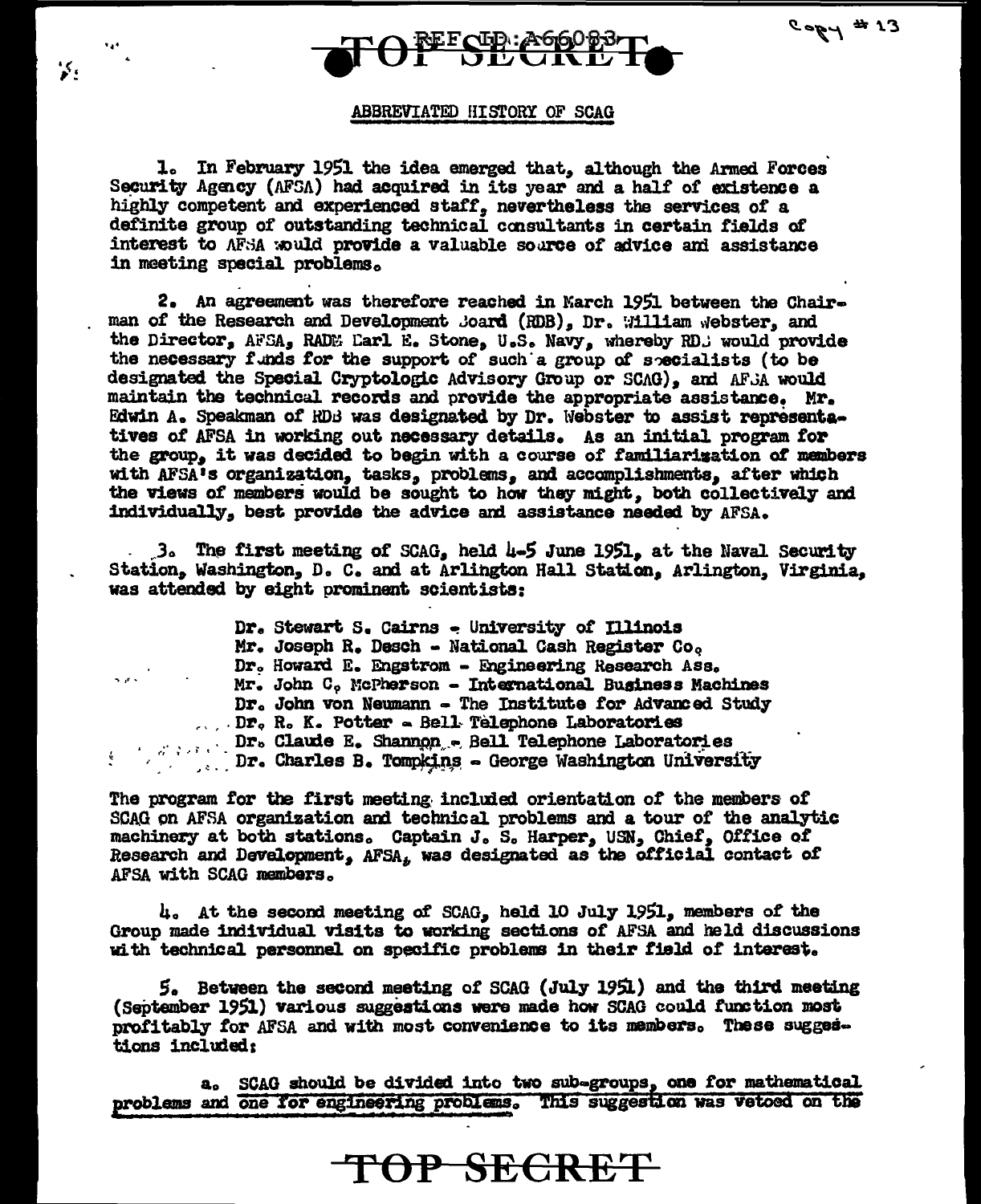## ABBREVIATED HISTORY OF SCAG

1. In February 1951 the idea emerged that, although the Armed Forces Security Agency (AFSA) had acquired in its year and a half of existence a highly competent and experienced staff, nevertheless the services of a definite group of outstanding technical consultants in certain fields of interest to AFSA would provide a valuable source of advice and assistance in meeting special problems.

2. An agreement was therefore reached in March 1951 between the Chairman of the Research and Development Board (RDB), Dr. William Webster, and the Director, AFSA, RADM Carl E. Stone, U.S. Navy, whereby RDB would provide the necessary funds for the support of such a group of specialists (to be designated the Special Cryptologic Advisory Group or SCAG), and AFSA would maintain the technical records and provide the appropriate assistance. Mr. Edwin A. Speakman of RDB was designated by Dr. Webster to assist representatives of AFSA in working out necessary details. As an initial program for the group, it was decided to begin with a course of familiarization of members with AFSA's organization, tasks, problems, and accomplishments, after which the views of members would be sought to how they might, both collectively and individually, best provide the advice and assistance needed by AFSA.

3. The first meeting of SCAG, held 4-5 June 1951, at the Naval Security Station, Washington, D. C. and at Arlington Hall Station, Arlington, Virginia, was attended by eight prominent scientists:

- Dr. Stewart S. Cairns - University of Illinois
- Mr. Joseph R. Desch - National Cash Register Co.
- Dr. Howard E. Engstrom - Engineering Research Ass.
- Mr. John C. McPherson - International Business Machines
- Dr. John von Neumann - The Institute for Advanced Study
- Dr. R. K. Potter - Bell Telephone Laboratories
- Dr. Claude E. Shannon - Bell Telephone Laboratories
- Dr. Charles B. Tompkins - George Washington University

The program for the first meeting included orientation of the members of SCAG on AFSA organization and technical problems and a tour of the analytic machinery at both stations. Captain J. S. Harper, USN, Chief, Office of Research and Development, AFSA, was designated as the official contact of AFSA with SCAG members.

4. At the second meeting of SCAG, held 10 July 1951, members of the Group made individual visits to working sections of AFSA and held discussions with technical personnel on specific problems in their field of interest.

5. Between the second meeting of SCAG (July 1951) and the third meeting (September 1951) various suggestions were made how SCAG could function most profitably for AFSA and with most convenience to its members. These suggestions included:

a. SCAG should be divided into two sub-groups, one for mathematical problems and one for engineering problems. This suggestion was vetoed on the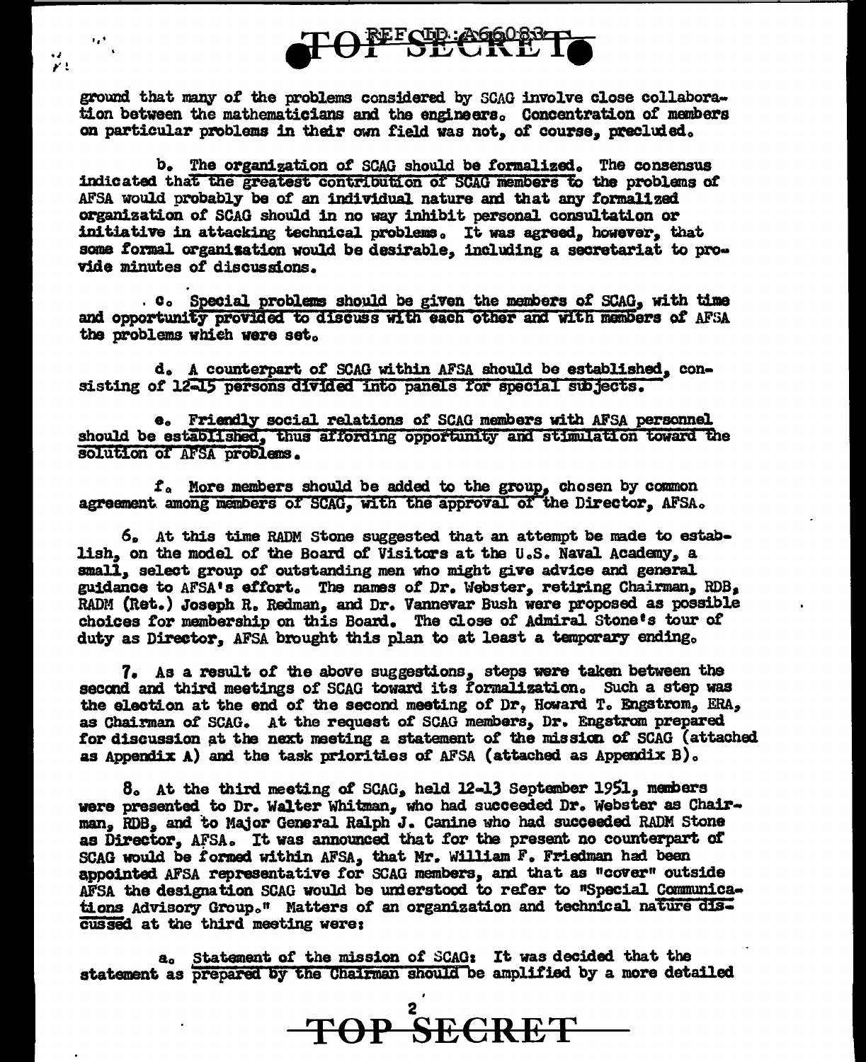ground that many of the problems considered by SCAG involve close collaboration between the mathematicians and the engineers. Concentration of members on particular problems in their own field was not, of course, precluded.

b. The organization of SCAG should be formalized. The consensus indicated that the greatest contribution of SCAG members to the problems of AFSA would probably be of an individual nature and that any formalized organization of SCAG should in no way inhibit personal consultation or initiative in attacking technical problems. It was agreed, however, that some formal organization would be desirable, including a secretariat to provide minutes of discussions.

c. Special problems should be given the members of SCAG, with time and opportunity provided to discuss with each other and with members of AFSA the problems which were set.

d. A counterpart of SCAG within AFSA should be established, consisting of 12-15 persons divided into panels for special subjects.

e. Friendly social relations of SCAG members with AFSA personnel should be established, thus affording opportunity and stimulation toward the solution of AFSA problems.

f. More members should be added to the group, chosen by common agreement among members of SCAG, with the approval of the Director, AFSA.

6. At this time RADM Stone suggested that an attempt be made to establish, on the model of the Board of Visitors at the U.S. Naval Academy, a small, select group of outstanding men who might give advice and general guidance to AFSA's effort. The names of Dr. Webster, retiring Chairman, RDB, RADM (Ret.) Joseph R. Redman, and Dr. Vannevar Bush were proposed as possible choices for membership on this Board. The close of Admiral Stone's tour of duty as Director, AFSA brought this plan to at least a temporary ending.

7. As a result of the above suggestions, steps were taken between the second and third meetings of SCAG toward its formalization. Such a step was the election at the end of the second meeting of Dr. Howard T. Engstrom, ERA, as Chairman of SCAG. At the request of SCAG members, Dr. Engstrom prepared for discussion at the next meeting a statement of the mission of SCAG (attached as Appendix A) and the task priorities of AFSA (attached as Appendix B).

8. At the third meeting of SCAG, held 12-13 September 1951, members were presented to Dr. Walter Whitman, who had succeeded Dr. Webster as Chairman, RDB, and to Major General Ralph J. Canine who had succeeded RADM Stone as Director, AFSA. It was announced that for the present no counterpart of SCAG would be formed within AFSA, that Mr. William F. Friedman had been appointed AFSA representative for SCAG members, and that as "cover" outside AFSA the designation SCAG would be understood to refer to "Special Communications Advisory Group." Matters of an organization and technical nature discussed at the third meeting were:

a. Statement of the mission of SCAG: It was decided that the statement as prepared by the Chairman should be amplified by a more detailed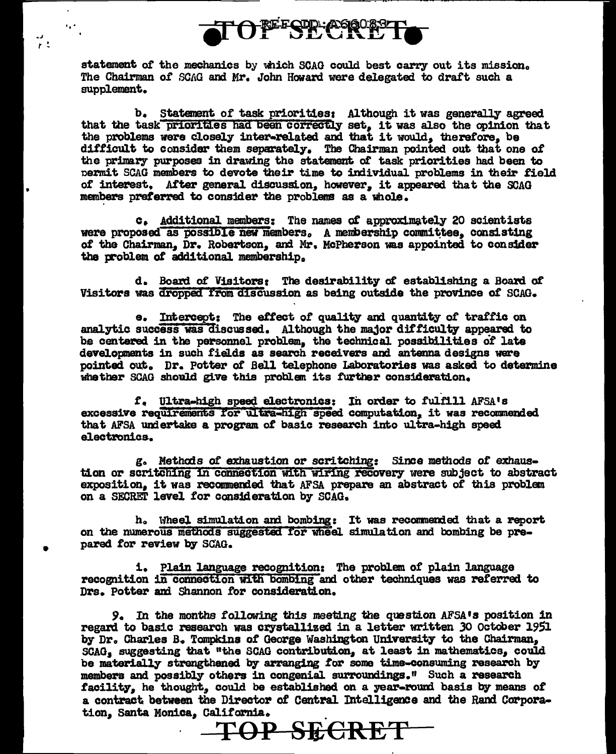statement of the mechanics by which SCAG could best carry out its mission. The Chairman of SCAG and Mr. John Howard were delegated to draft such a supplement.

b. Statement of task priorities: Although it was generally agreed that the task priorities had been correctly set, it was also the opinion that the problems were closely inter-related and that it would, therefore, be difficult to consider them separately. The Chairman pointed out that one of the primary purposes in drawing the statement of task priorities had been to permit SCAG members to devote their time to individual problems in their field of interest. After general discussion, however, it appeared that the SCAG members preferred to consider the problems as a whole.

c. Additional members: The names of approximately 20 scientists were proposed as possible new members. A membership committee, consisting of the Chairman, Dr. Robertson, and Mr. McPherson was appointed to consider the problem of additional membership.

d. Board of Visitors: The desirability of establishing a Board of Visitors was dropped from discussion as being outside the province of SCAG.

e. Intercept: The effect of quality and quantity of traffic on analytic success was discussed. Although the major difficulty appeared to be centered in the personnel problem, the technical possibilities of late developments in such fields as search receivers and antenna designs were pointed out. Dr. Potter of Bell telephone Laboratories was asked to determine whether SCAG should give this problem its further consideration.

f. Ultra-high speed electronics: In order to fulfill AFSA's excessive requirements for ultra-high speed computation, it was recommended that AFSA undertake a program of basic research into ultra-high speed electronics.

g. Methods of exhaustion or scritching: Since methods of exhaustion or scritching in connection with wiring recovery were subject to abstract exposition, it was recommended that AFSA prepare an abstract of this problem on a SECRET level for consideration by SCAG.

h. Wheel simulation and bombing: It was recommended that a report on the numerous methods suggested for wheel simulation and bombing be prepared for review by SCAG.

i. Plain language recognition: The problem of plain language recognition in connection with bombing and other techniques was referred to Drs. Potter and Shannon for consideration.

9. In the months following this meeting the question AFSA's position in regard to basic research was crystallized in a letter written 30 October 1951 by Dr. Charles B. Tompkins of George Washington University to the Chairman, SCAG, suggesting that "the SCAG contribution, at least in mathematics, could be materially strengthened by arranging for some time-consuming research by members and possibly others in congenial surroundings." Such a research facility, he thought, could be established on a year-round basis by means of a contract between the Director of Central Intelligence and the Rand Corporation, Santa Monica, California.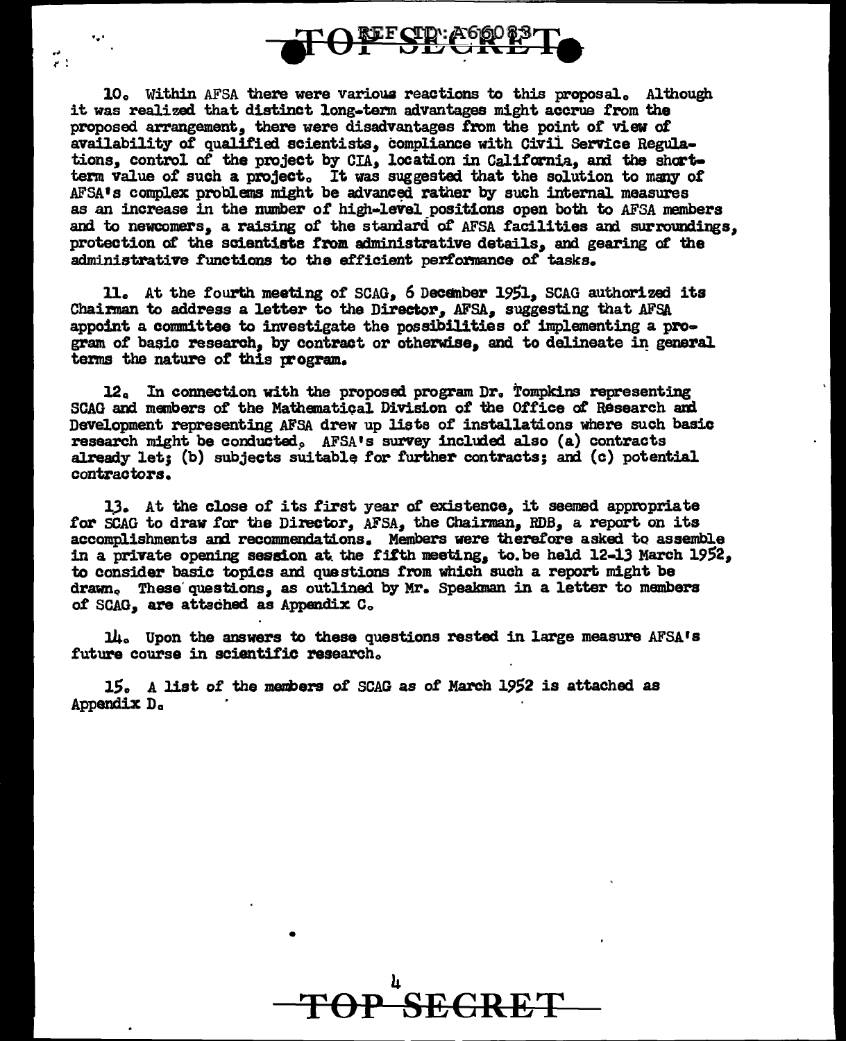10. Within AFSA there were various reactions to this proposal. Although it was realized that distinct long-term advantages might accrue from the proposed arrangement, there were disadvantages from the point of view of availability of qualified scientists, compliance with Civil Service Regulations, control of the project by CIA, location in California, and the short-term value of such a project. It was suggested that the solution to many of AFSA's complex problems might be advanced rather by such internal measures as an increase in the number of high-level positions open both to AFSA members and to newcomers, a raising of the standard of AFSA facilities and surroundings, protection of the scientists from administrative details, and gearing of the administrative functions to the efficient performance of tasks.

11. At the fourth meeting of SCAG, 6 December 1951, SCAG authorized its Chairman to address a letter to the Director, AFSA, suggesting that AFSA appoint a committee to investigate the possibilities of implementing a program of basic research, by contract or otherwise, and to delineate in general terms the nature of this program.

12. In connection with the proposed program Dr. Tompkins representing SCAG and members of the Mathematical Division of the Office of Research and Development representing AFSA drew up lists of installations where such basic research might be conducted. AFSA's survey included also (a) contracts already let; (b) subjects suitable for further contracts; and (c) potential contractors.

13. At the close of its first year of existence, it seemed appropriate for SCAG to draw for the Director, AFSA, the Chairman, RDB, a report on its accomplishments and recommendations. Members were therefore asked to assemble in a private opening session at the fifth meeting, to be held 12-13 March 1952, to consider basic topics and questions from which such a report might be drawn. These questions, as outlined by Mr. Speakman in a letter to members of SCAG, are attached as Appendix C.

14. Upon the answers to these questions rested in large measure AFSA's future course in scientific research.

15. A list of the members of SCAG as of March 1952 is attached as Appendix D.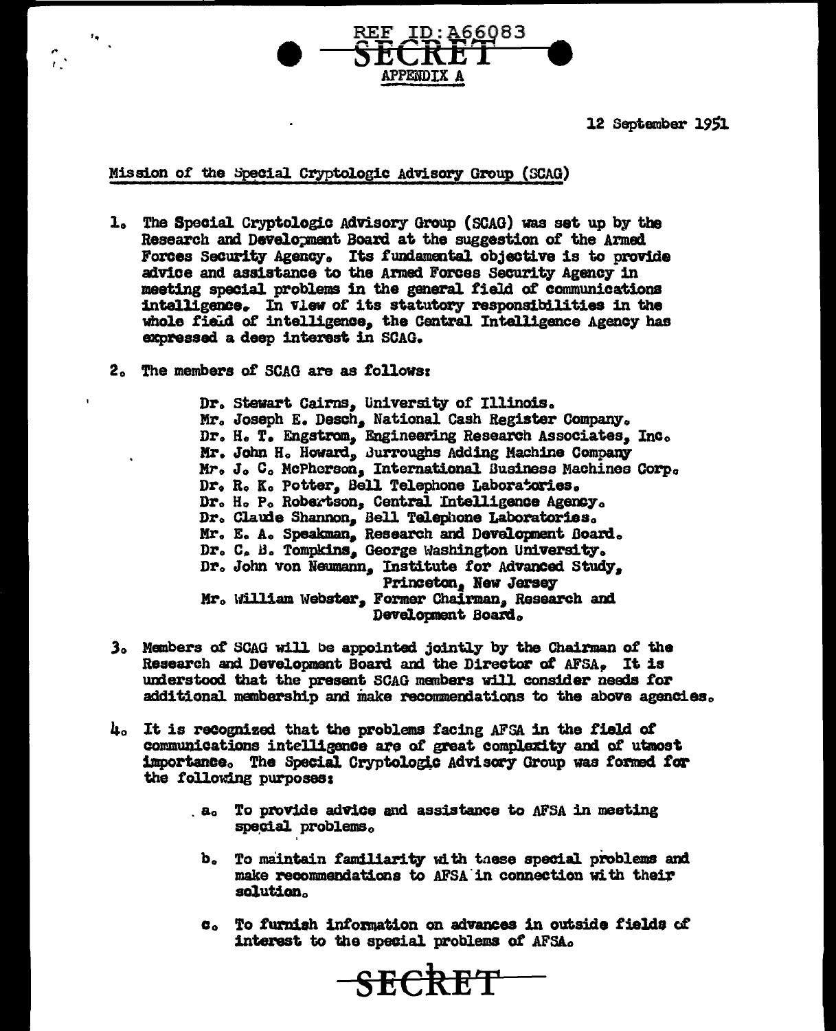SECRET

APPENDIX A

12 September 1951

Mission of the Special Cryptologic Advisory Group (SCAG)

1. The Special Cryptologic Advisory Group (SCAG) was set up by the Research and Development Board at the suggestion of the Armed Forces Security Agency. Its fundamental objective is to provide advice and assistance to the Armed Forces Security Agency in meeting special problems in the general field of communications intelligence. In view of its statutory responsibilities in the whole field of intelligence, the Central Intelligence Agency has expressed a deep interest in SCAG.

2. The members of SCAG are as follows:

   Dr. Stewart Cairns, University of Illinois.
   Mr. Joseph E. Desch, National Cash Register Company.
   Dr. H. T. Engstrom, Engineering Research Associates, Inc.
   Mr. John H. Howard, Burroughs Adding Machine Company
   Mr. J. C. McPherson, International Business Machines Corp.
   Dr. R. K. Potter, Bell Telephone Laboratories.
   Dr. H. P. Robertson, Central Intelligence Agency.
   Dr. Claude Shannon, Bell Telephone Laboratories.
   Mr. E. A. Speakman, Research and Development Board.
   Dr. C. B. Tompkins, George Washington University.
   Dr. John von Neumann, Institute for Advanced Study, Princeton, New Jersey
   Mr. William Webster, Former Chairman, Research and Development Board.

3. Members of SCAG will be appointed jointly by the Chairman of the Research and Development Board and the Director of AFSA. It is understood that the present SCAG members will consider needs for additional membership and make recommendations to the above agencies.

4. It is recognized that the problems facing AFSA in the field of communications intelligence are of great complexity and of utmost importance. The Special Cryptologic Advisory Group was formed for the following purposes:

   a. To provide advice and assistance to AFSA in meeting special problems.

   b. To maintain familiarity with these special problems and make recommendations to AFSA in connection with their solution.

   c. To furnish information on advances in outside fields of interest to the special problems of AFSA.

SECRET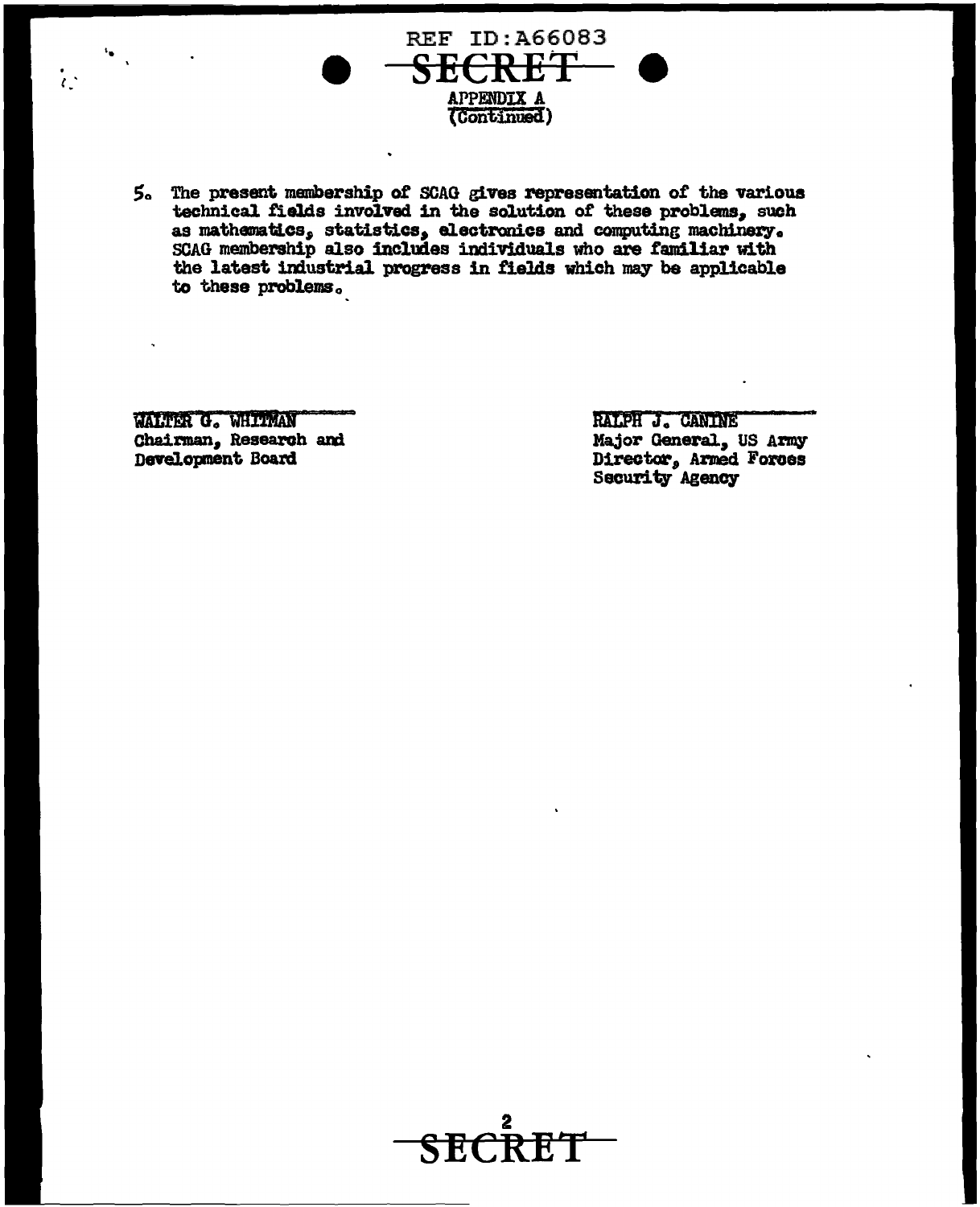REF ID:A66083

SECRET

APPENDIX A
(Continued)

5. The present membership of SCAG gives representation of the various technical fields involved in the solution of these problems, such as mathematics, statistics, electronics and computing machinery. SCAG membership also includes individuals who are familiar with the latest industrial progress in fields which may be applicable to these problems.

WALTER G. WHITMAN
Chairman, Research and
Development Board

RALPH J. CANINE
Major General, US Army
Director, Armed Forces
Security Agency

SECRET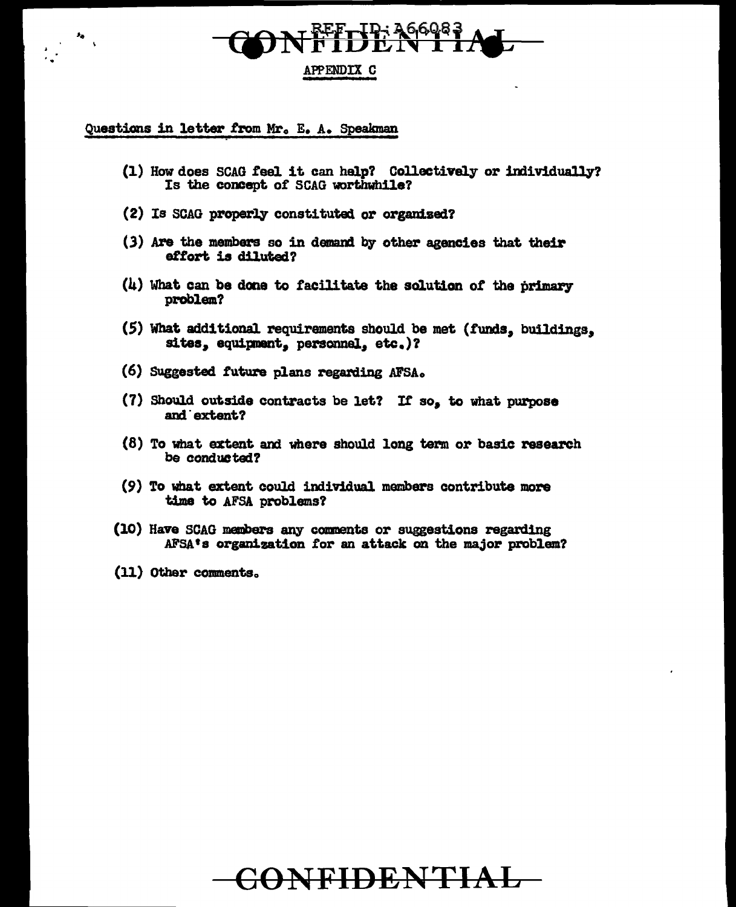APPENDIX C

Questions in letter from Mr. E. A. Speakman

(1) How does SCAG feel it can help? Collectively or individually? Is the concept of SCAG worthwhile?

(2) Is SCAG properly constituted or organized?

(3) Are the members so in demand by other agencies that their effort is diluted?

(4) What can be done to facilitate the solution of the primary problem?

(5) What additional requirements should be met (funds, buildings, sites, equipment, personnel, etc.)?

(6) Suggested future plans regarding AFSA.

(7) Should outside contracts be let? If so, to what purpose and extent?

(8) To what extent and where should long term or basic research be conducted?

(9) To what extent could individual members contribute more time to AFSA problems?

(10) Have SCAG members any comments or suggestions regarding AFSA's organization for an attack on the major problem?

(11) Other comments.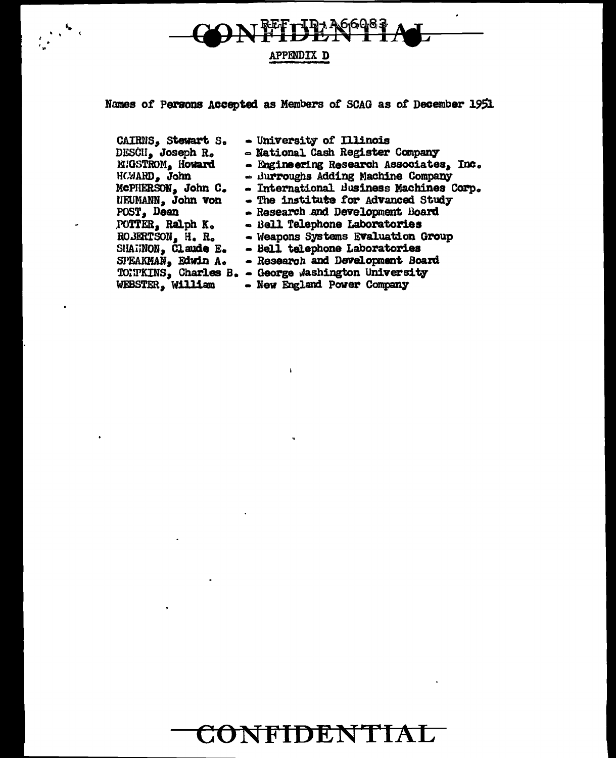CONFIDENTIAL

REF ID:A66083

APPENDIX D

Names of Persons Accepted as Members of SCAG as of December 1951

| | |
|---|---|
| CAIRNS, Stewart S. | - University of Illinois |
| DESCH, Joseph R. | - National Cash Register Company |
| ENGSTROM, Howard | - Engineering Research Associates, Inc. |
| HOWARD, John | - Burroughs Adding Machine Company |
| McPHERSON, John C. | - International Business Machines Corp. |
| NEUMANN, John von | - The institute for Advanced Study |
| POST, Dean | - Research and Development Board |
| POTTER, Ralph K. | - Bell Telephone Laboratories |
| ROBERTSON, H. R. | - Weapons Systems Evaluation Group |
| SHANNON, Claude E. | - Bell telephone Laboratories |
| SPEAKMAN, Edwin A. | - Research and Development Board |
| TOMPKINS, Charles B. | - George Washington University |
| WEBSTER, William | - New England Power Company |

CONFIDENTIAL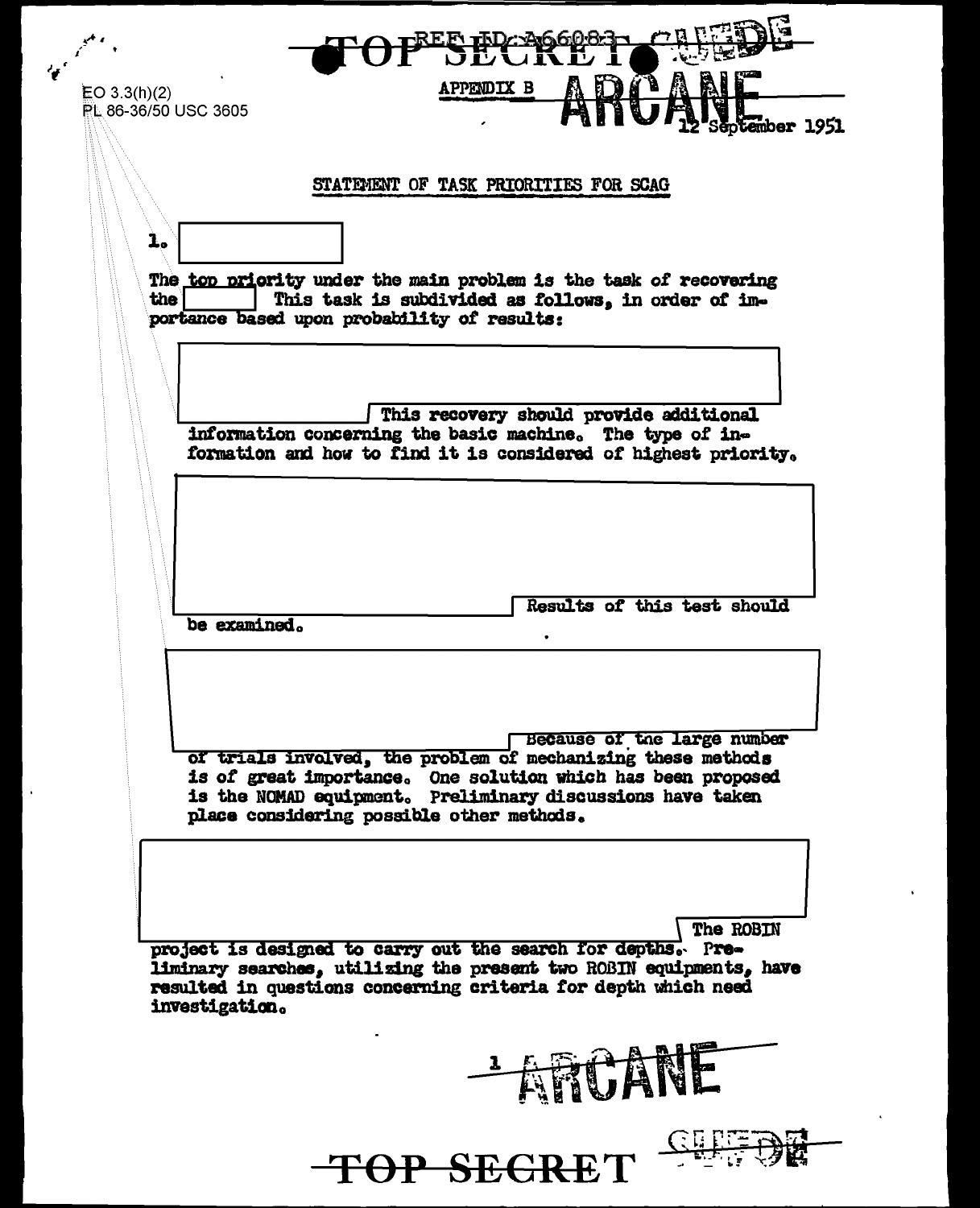TOP SECRET

EO 3.3(h)(2)
PL 86-36/50 USC 3605

APPENDIX B

ARCANE

12 September 1951

STATEMENT OF TASK PRIORITIES FOR SCAG

1. [redacted]

The top priority under the main problem is the task of recovering the [redacted] This task is subdivided as follows, in order of importance based upon probability of results:

[redacted] This recovery should provide additional information concerning the basic machine. The type of information and how to find it is considered of highest priority.

[redacted] Results of this test should be examined.

[redacted] Because of the large number of trials involved, the problem of mechanizing these methods is of great importance. One solution which has been proposed is the NOMAD equipment. Preliminary discussions have taken place considering possible other methods.

[redacted] The ROBIN project is designed to carry out the search for depths. Preliminary searches, utilizing the present two ROBIN equipments, have resulted in questions concerning criteria for depth which need investigation.

ARCANE

TOP SECRET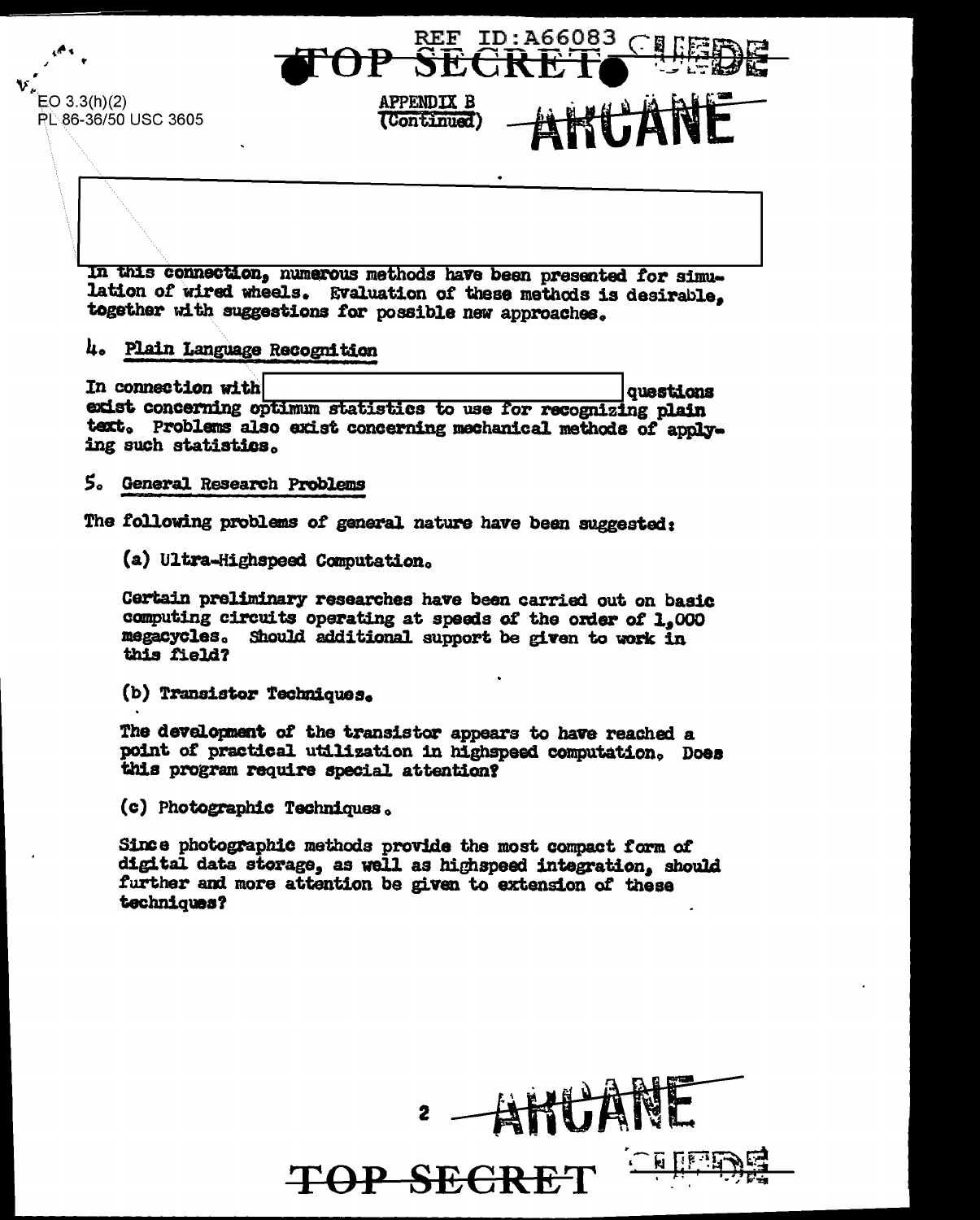EO 3.3(h)(2)
PL 86-36/50 USC 3605

APPENDIX B
(Continued)

In this connection, numerous methods have been presented for simulation of wired wheels. Evaluation of these methods is desirable, together with suggestions for possible new approaches.

## 4. Plain Language Recognition

In connection with [redacted] questions exist concerning optimum statistics to use for recognizing plain text. Problems also exist concerning mechanical methods of applying such statistics.

## 5. General Research Problems

The following problems of general nature have been suggested:

(a) Ultra-Highspeed Computation.

Certain preliminary researches have been carried out on basic computing circuits operating at speeds of the order of 1,000 megacycles. Should additional support be given to work in this field?

(b) Transistor Techniques.

The development of the transistor appears to have reached a point of practical utilization in highspeed computation. Does this program require special attention?

(c) Photographic Techniques.

Since photographic methods provide the most compact form of digital data storage, as well as highspeed integration, should further and more attention be given to extension of these techniques?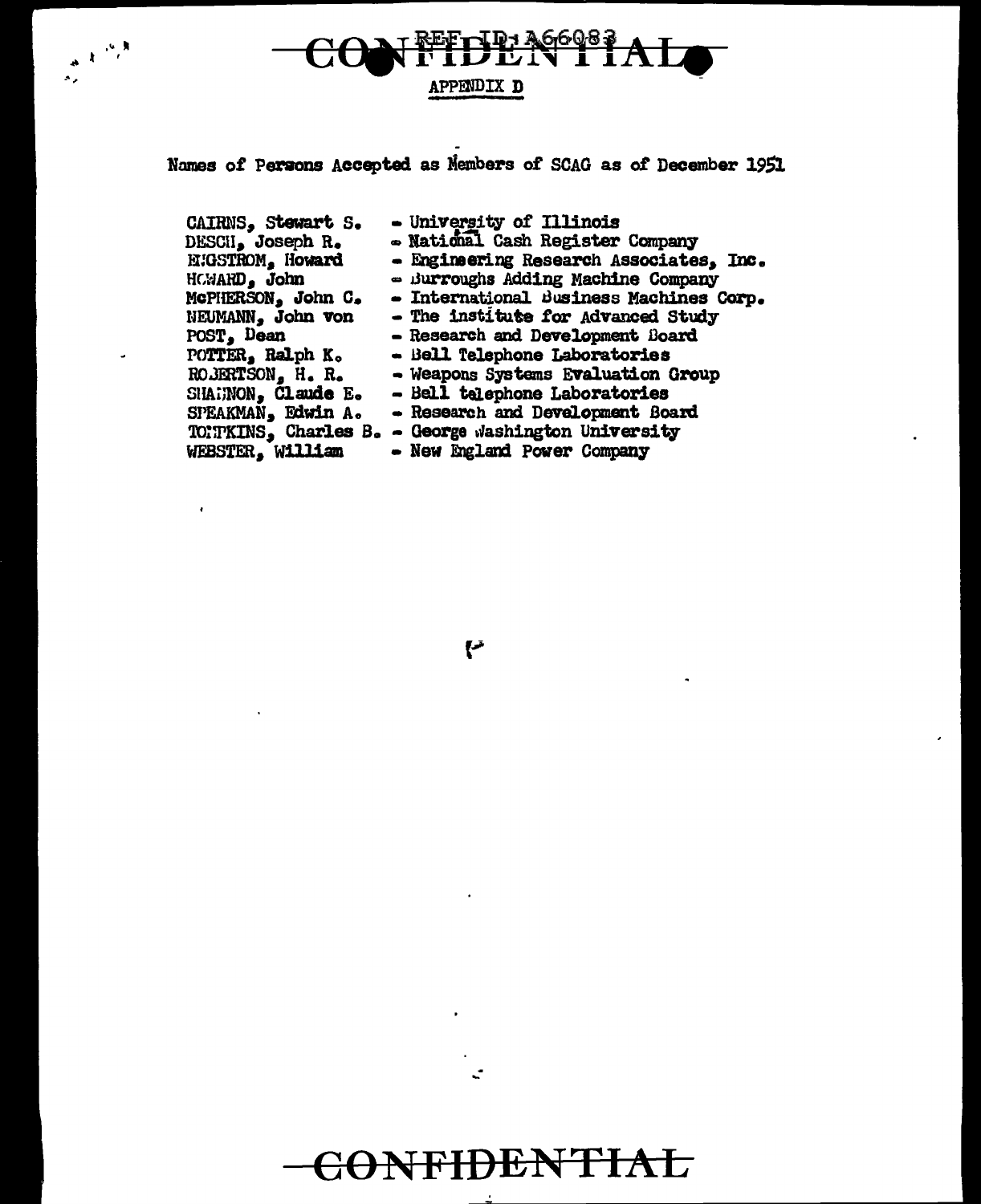CONFIDENTIAL

APPENDIX D

Names of Persons Accepted as Members of SCAG as of December 1951

| | |
|---|---|
| CAIRNS, Stewart S. | - University of Illinois |
| DESCH, Joseph R. | - National Cash Register Company |
| ENGSTROM, Howard | - Engineering Research Associates, Inc. |
| HOWARD, John | - Burroughs Adding Machine Company |
| McPHERSON, John C. | - International Business Machines Corp. |
| NEUMANN, John von | - The Institute for Advanced Study |
| POST, Dean | - Research and Development Board |
| POTTER, Ralph K. | - Bell Telephone Laboratories |
| ROBERTSON, H. R. | - Weapons Systems Evaluation Group |
| SHANNON, Claude E. | - Bell telephone Laboratories |
| SPEAKMAN, Edwin A. | - Research and Development Board |
| TOMPKINS, Charles B. | - George Washington University |
| WEBSTER, William | - New England Power Company |

CONFIDENTIAL